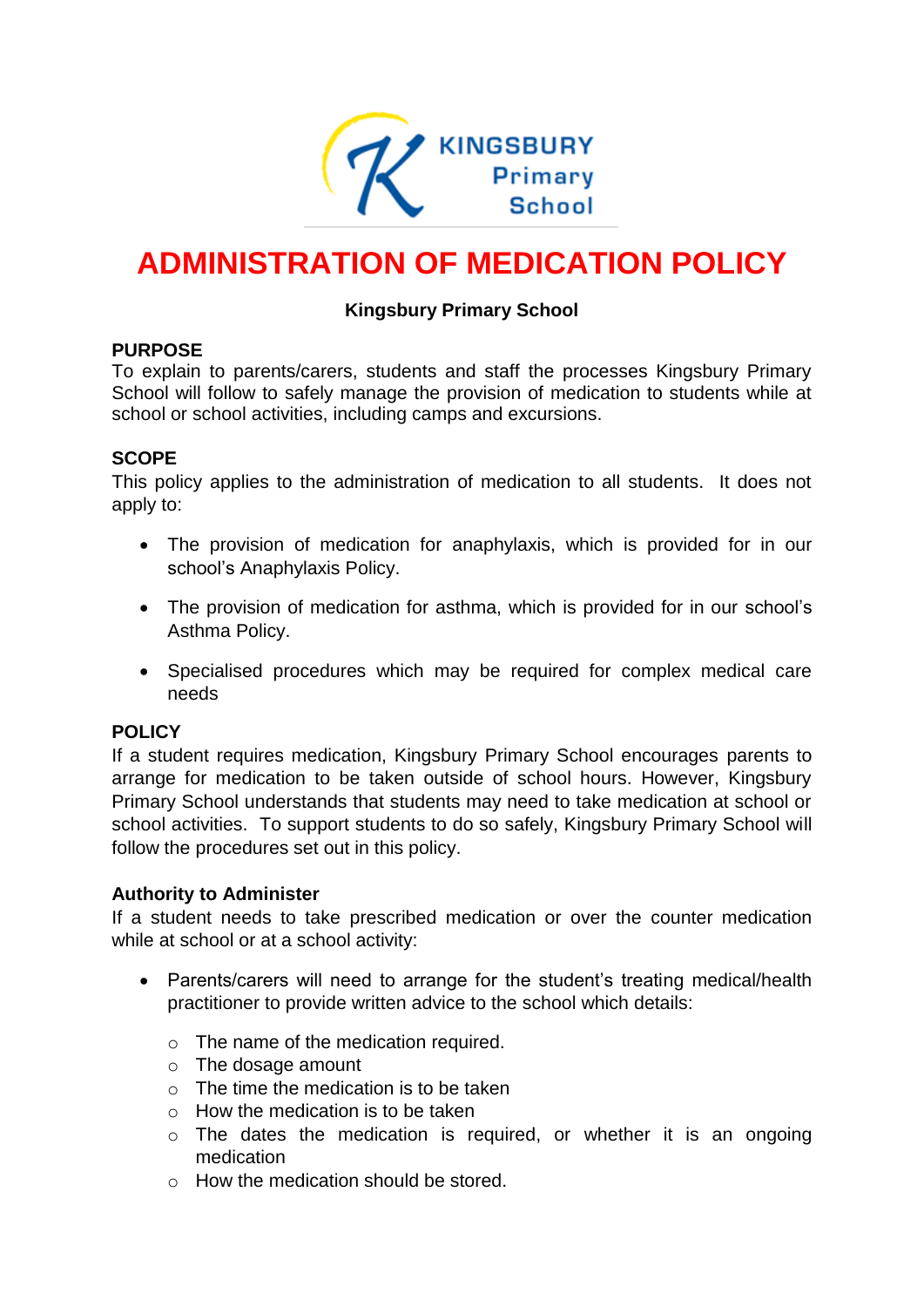KINGSBURY Primary School

# ADMINISTRATION OF MEDICATION POLICY

**Kingsbury Primary School**

## PURPOSE

To explain to parents/carers, students and staff the processes Kingsbury Primary School will follow to safely manage the provision of medication to students while at school or school activities, including camps and excursions.

## SCOPE

This policy applies to the administration of medication to all students. It does not apply to:

- The provision of medication for anaphylaxis, which is provided for in our school's Anaphylaxis Policy.
- The provision of medication for asthma, which is provided for in our school's Asthma Policy.
- Specialised procedures which may be required for complex medical care needs

## POLICY

If a student requires medication, Kingsbury Primary School encourages parents to arrange for medication to be taken outside of school hours. However, Kingsbury Primary School understands that students may need to take medication at school or school activities. To support students to do so safely, Kingsbury Primary School will follow the procedures set out in this policy.

### Authority to Administer

If a student needs to take prescribed medication or over the counter medication while at school or at a school activity:

- Parents/carers will need to arrange for the student's treating medical/health practitioner to provide written advice to the school which details:
  - The name of the medication required.
  - The dosage amount
  - The time the medication is to be taken
  - How the medication is to be taken
  - The dates the medication is required, or whether it is an ongoing medication
  - How the medication should be stored.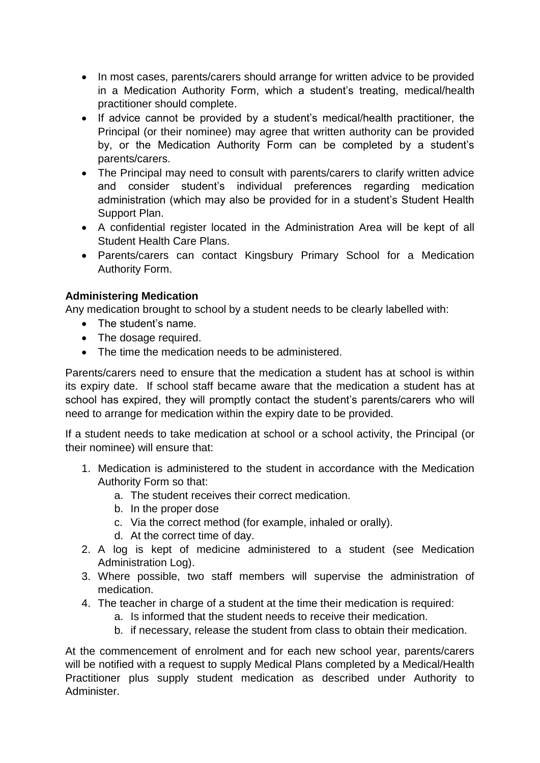- In most cases, parents/carers should arrange for written advice to be provided in a Medication Authority Form, which a student's treating, medical/health practitioner should complete.
- If advice cannot be provided by a student's medical/health practitioner, the Principal (or their nominee) may agree that written authority can be provided by, or the Medication Authority Form can be completed by a student's parents/carers.
- The Principal may need to consult with parents/carers to clarify written advice and consider student's individual preferences regarding medication administration (which may also be provided for in a student's Student Health Support Plan.
- A confidential register located in the Administration Area will be kept of all Student Health Care Plans.
- Parents/carers can contact Kingsbury Primary School for a Medication Authority Form.

**Administering Medication**

Any medication brought to school by a student needs to be clearly labelled with:

- The student's name.
- The dosage required.
- The time the medication needs to be administered.

Parents/carers need to ensure that the medication a student has at school is within its expiry date. If school staff became aware that the medication a student has at school has expired, they will promptly contact the student's parents/carers who will need to arrange for medication within the expiry date to be provided.

If a student needs to take medication at school or a school activity, the Principal (or their nominee) will ensure that:

1. Medication is administered to the student in accordance with the Medication Authority Form so that:
    a. The student receives their correct medication.
    b. In the proper dose
    c. Via the correct method (for example, inhaled or orally).
    d. At the correct time of day.
2. A log is kept of medicine administered to a student (see Medication Administration Log).
3. Where possible, two staff members will supervise the administration of medication.
4. The teacher in charge of a student at the time their medication is required:
    a. Is informed that the student needs to receive their medication.
    b. if necessary, release the student from class to obtain their medication.

At the commencement of enrolment and for each new school year, parents/carers will be notified with a request to supply Medical Plans completed by a Medical/Health Practitioner plus supply student medication as described under Authority to Administer.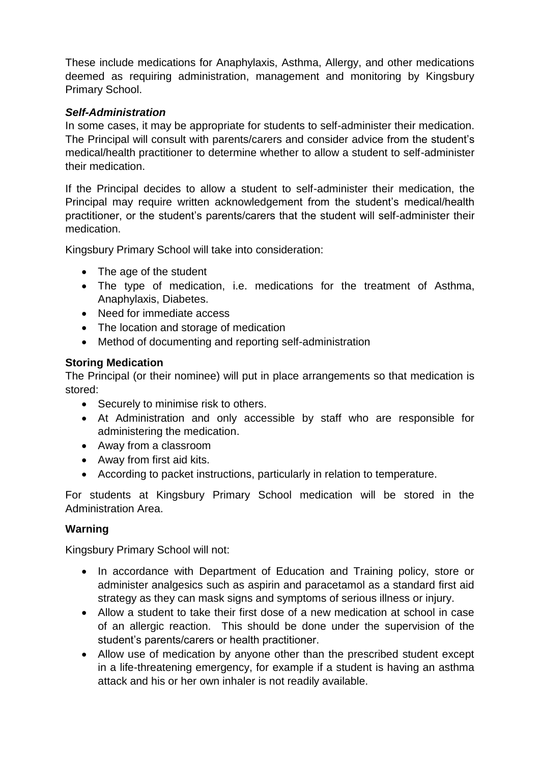These include medications for Anaphylaxis, Asthma, Allergy, and other medications deemed as requiring administration, management and monitoring by Kingsbury Primary School.

### *Self-Administration*

In some cases, it may be appropriate for students to self-administer their medication. The Principal will consult with parents/carers and consider advice from the student's medical/health practitioner to determine whether to allow a student to self-administer their medication.

If the Principal decides to allow a student to self-administer their medication, the Principal may require written acknowledgement from the student's medical/health practitioner, or the student's parents/carers that the student will self-administer their medication.

Kingsbury Primary School will take into consideration:

- The age of the student
- The type of medication, i.e. medications for the treatment of Asthma, Anaphylaxis, Diabetes.
- Need for immediate access
- The location and storage of medication
- Method of documenting and reporting self-administration

### Storing Medication

The Principal (or their nominee) will put in place arrangements so that medication is stored:

- Securely to minimise risk to others.
- At Administration and only accessible by staff who are responsible for administering the medication.
- Away from a classroom
- Away from first aid kits.
- According to packet instructions, particularly in relation to temperature.

For students at Kingsbury Primary School medication will be stored in the Administration Area.

### Warning

Kingsbury Primary School will not:

- In accordance with Department of Education and Training policy, store or administer analgesics such as aspirin and paracetamol as a standard first aid strategy as they can mask signs and symptoms of serious illness or injury.
- Allow a student to take their first dose of a new medication at school in case of an allergic reaction. This should be done under the supervision of the student's parents/carers or health practitioner.
- Allow use of medication by anyone other than the prescribed student except in a life-threatening emergency, for example if a student is having an asthma attack and his or her own inhaler is not readily available.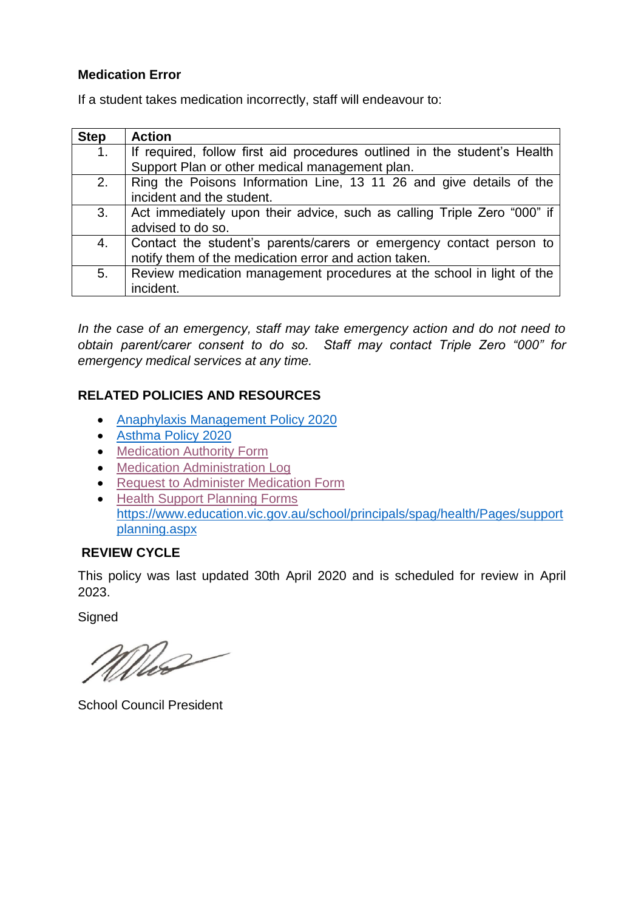**Medication Error**

If a student takes medication incorrectly, staff will endeavour to:

| Step | Action |
|---|---|
| 1. | If required, follow first aid procedures outlined in the student's Health Support Plan or other medical management plan. |
| 2. | Ring the Poisons Information Line, 13 11 26 and give details of the incident and the student. |
| 3. | Act immediately upon their advice, such as calling Triple Zero "000" if advised to do so. |
| 4. | Contact the student's parents/carers or emergency contact person to notify them of the medication error and action taken. |
| 5. | Review medication management procedures at the school in light of the incident. |

*In the case of an emergency, staff may take emergency action and do not need to obtain parent/carer consent to do so. Staff may contact Triple Zero "000" for emergency medical services at any time.*

**RELATED POLICIES AND RESOURCES**

- Anaphylaxis Management Policy 2020
- Asthma Policy 2020
- Medication Authority Form
- Medication Administration Log
- Request to Administer Medication Form
- Health Support Planning Forms https://www.education.vic.gov.au/school/principals/spag/health/Pages/supportplanning.aspx

**REVIEW CYCLE**

This policy was last updated 30th April 2020 and is scheduled for review in April 2023.

Signed

School Council President